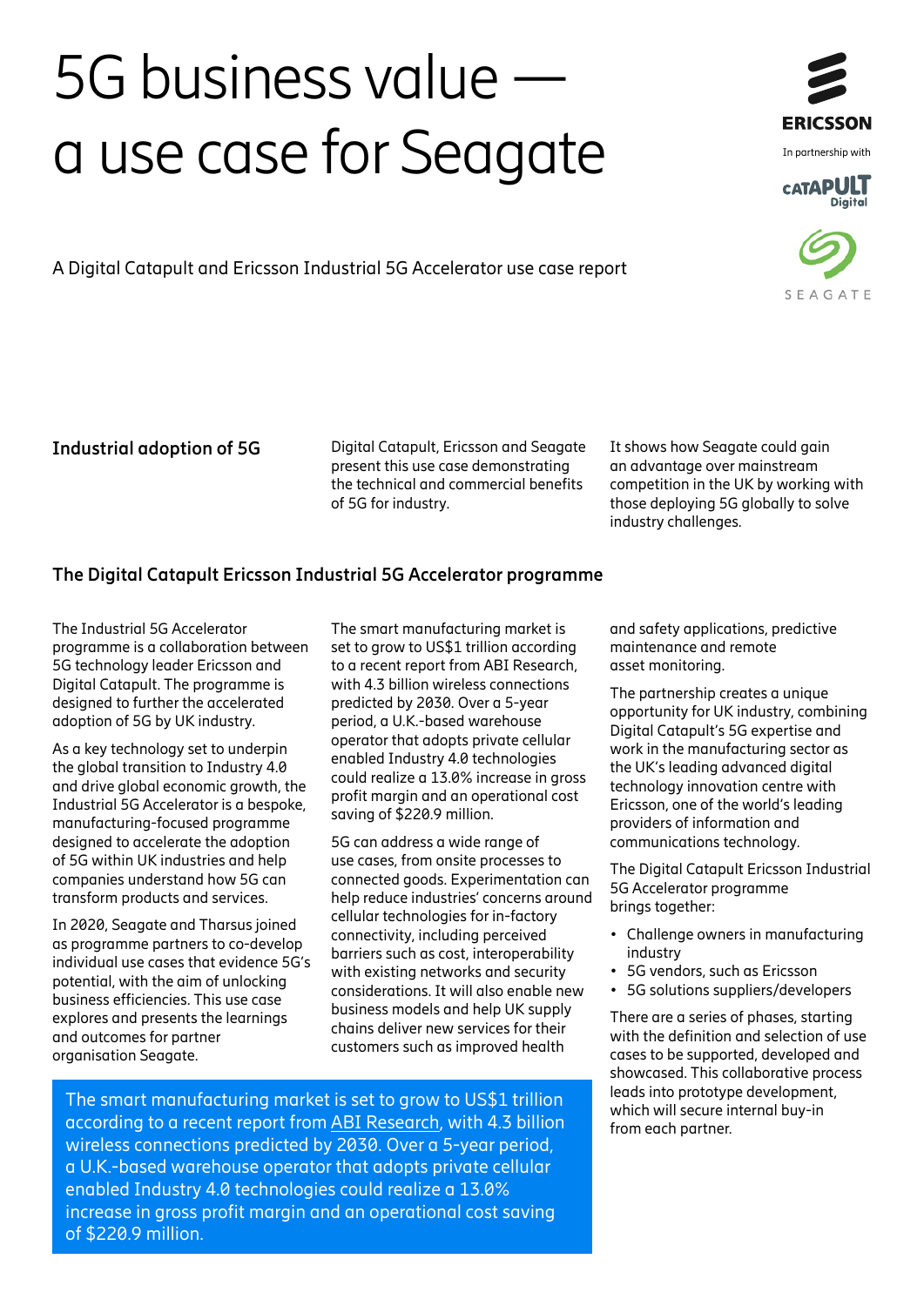# 5G business value — a use case for Seagate

ERICSSON

In partnership with

Digital Catapult

SEAGATE

A Digital Catapult and Ericsson Industrial 5G Accelerator use case report

### Industrial adoption of 5G

Digital Catapult, Ericsson and Seagate present this use case demonstrating the technical and commercial benefits of 5G for industry.

It shows how Seagate could gain an advantage over mainstream competition in the UK by working with those deploying 5G globally to solve industry challenges.

### The Digital Catapult Ericsson Industrial 5G Accelerator programme

The Industrial 5G Accelerator programme is a collaboration between 5G technology leader Ericsson and Digital Catapult. The programme is designed to further the accelerated adoption of 5G by UK industry.

As a key technology set to underpin the global transition to Industry 4.0 and drive global economic growth, the Industrial 5G Accelerator is a bespoke, manufacturing-focused programme designed to accelerate the adoption of 5G within UK industries and help companies understand how 5G can transform products and services.

In 2020, Seagate and Tharsus joined as programme partners to co-develop individual use cases that evidence 5G's potential, with the aim of unlocking business efficiencies. This use case explores and presents the learnings and outcomes for partner organisation Seagate.

The smart manufacturing market is set to grow to US$1 trillion according to a recent report from ABI Research, with 4.3 billion wireless connections predicted by 2030. Over a 5-year period, a U.K.-based warehouse operator that adopts private cellular enabled Industry 4.0 technologies could realize a 13.0% increase in gross profit margin and an operational cost saving of $220.9 million.

5G can address a wide range of use cases, from onsite processes to connected goods. Experimentation can help reduce industries' concerns around cellular technologies for in-factory connectivity, including perceived barriers such as cost, interoperability with existing networks and security considerations. It will also enable new business models and help UK supply chains deliver new services for their customers such as improved health and safety applications, predictive maintenance and remote asset monitoring.

> The smart manufacturing market is set to grow to US$1 trillion according to a recent report from ABI Research, with 4.3 billion wireless connections predicted by 2030. Over a 5-year period, a U.K.-based warehouse operator that adopts private cellular enabled Industry 4.0 technologies could realize a 13.0% increase in gross profit margin and an operational cost saving of $220.9 million.

The partnership creates a unique opportunity for UK industry, combining Digital Catapult's 5G expertise and work in the manufacturing sector as the UK's leading advanced digital technology innovation centre with Ericsson, one of the world's leading providers of information and communications technology.

The Digital Catapult Ericsson Industrial 5G Accelerator programme brings together:

- Challenge owners in manufacturing industry
- 5G vendors, such as Ericsson
- 5G solutions suppliers/developers

There are a series of phases, starting with the definition and selection of use cases to be supported, developed and showcased. This collaborative process leads into prototype development, which will secure internal buy-in from each partner.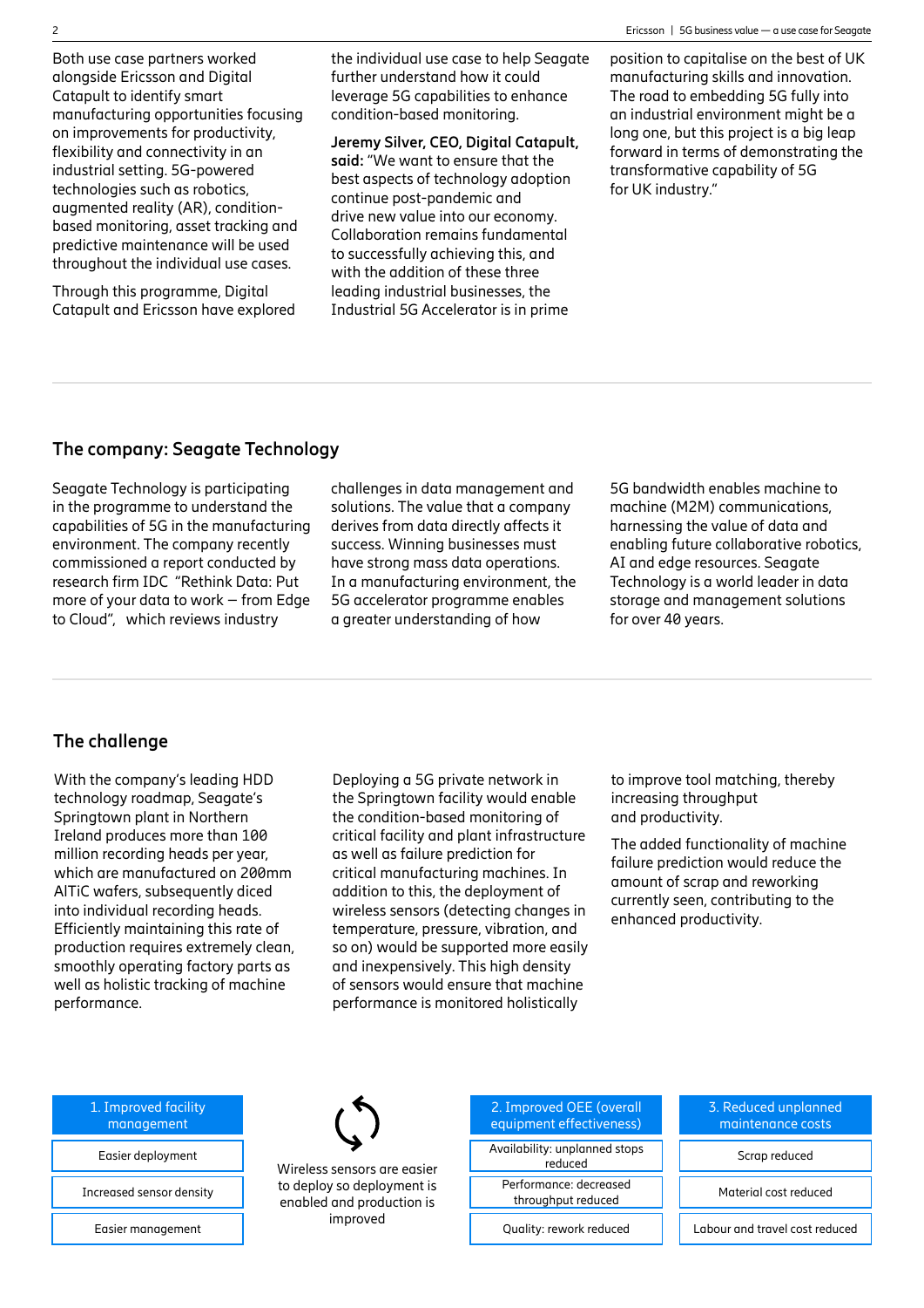Both use case partners worked alongside Ericsson and Digital Catapult to identify smart manufacturing opportunities focusing on improvements for productivity, flexibility and connectivity in an industrial setting. 5G-powered technologies such as robotics, augmented reality (AR), condition-based monitoring, asset tracking and predictive maintenance will be used throughout the individual use cases.

Through this programme, Digital Catapult and Ericsson have explored the individual use case to help Seagate further understand how it could leverage 5G capabilities to enhance condition-based monitoring.

**Jeremy Silver, CEO, Digital Catapult, said:** "We want to ensure that the best aspects of technology adoption continue post-pandemic and drive new value into our economy. Collaboration remains fundamental to successfully achieving this, and with the addition of these three leading industrial businesses, the Industrial 5G Accelerator is in prime position to capitalise on the best of UK manufacturing skills and innovation. The road to embedding 5G fully into an industrial environment might be a long one, but this project is a big leap forward in terms of demonstrating the transformative capability of 5G for UK industry."

## The company: Seagate Technology

Seagate Technology is participating in the programme to understand the capabilities of 5G in the manufacturing environment. The company recently commissioned a report conducted by research firm IDC "Rethink Data: Put more of your data to work – from Edge to Cloud", which reviews industry challenges in data management and solutions. The value that a company derives from data directly affects it success. Winning businesses must have strong mass data operations. In a manufacturing environment, the 5G accelerator programme enables a greater understanding of how 5G bandwidth enables machine to machine (M2M) communications, harnessing the value of data and enabling future collaborative robotics, AI and edge resources. Seagate Technology is a world leader in data storage and management solutions for over 40 years.

## The challenge

With the company's leading HDD technology roadmap, Seagate's Springtown plant in Northern Ireland produces more than 100 million recording heads per year, which are manufactured on 200mm AlTiC wafers, subsequently diced into individual recording heads. Efficiently maintaining this rate of production requires extremely clean, smoothly operating factory parts as well as holistic tracking of machine performance.

Deploying a 5G private network in the Springtown facility would enable the condition-based monitoring of critical facility and plant infrastructure as well as failure prediction for critical manufacturing machines. In addition to this, the deployment of wireless sensors (detecting changes in temperature, pressure, vibration, and so on) would be supported more easily and inexpensively. This high density of sensors would ensure that machine performance is monitored holistically to improve tool matching, thereby increasing throughput and productivity.

The added functionality of machine failure prediction would reduce the amount of scrap and reworking currently seen, contributing to the enhanced productivity.

| 1. Improved facility management | 2. Improved OEE (overall equipment effectiveness) | 3. Reduced unplanned maintenance costs |
|---|---|---|
| Easier deployment | Availability: unplanned stops reduced | Scrap reduced |
| Increased sensor density | Performance: decreased throughput reduced | Material cost reduced |
| Easier management | Quality: rework reduced | Labour and travel cost reduced |

Wireless sensors are easier to deploy so deployment is enabled and production is improved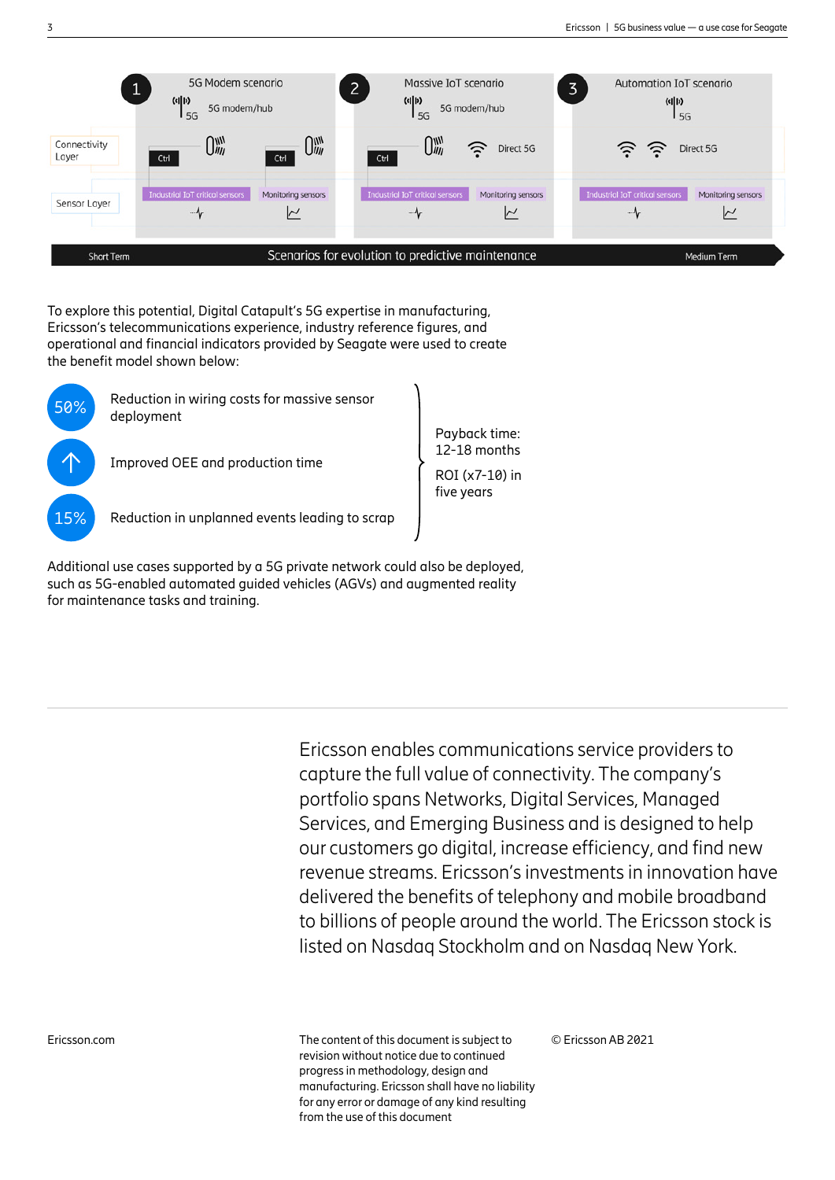1 5G Modem scenario
5G modem/hub
Ctrl
Ctrl
Industrial IoT critical sensors
Monitoring sensors

2 Massive IoT scenario
5G modem/hub
Ctrl
Direct 5G
Industrial IoT critical sensors
Monitoring sensors

3 Automation IoT scenario
5G
Direct 5G
Industrial IoT critical sensors
Monitoring sensors

Connectivity Layer
Sensor Layer

Short Term — Scenarios for evolution to predictive maintenance — Medium Term

To explore this potential, Digital Catapult's 5G expertise in manufacturing, Ericsson's telecommunications experience, industry reference figures, and operational and financial indicators provided by Seagate were used to create the benefit model shown below:

- **50%** Reduction in wiring costs for massive sensor deployment
- **↑** Improved OEE and production time
- **15%** Reduction in unplanned events leading to scrap

Payback time: 12-18 months

ROI (x7-10) in five years

Additional use cases supported by a 5G private network could also be deployed, such as 5G-enabled automated guided vehicles (AGVs) and augmented reality for maintenance tasks and training.

Ericsson enables communications service providers to capture the full value of connectivity. The company's portfolio spans Networks, Digital Services, Managed Services, and Emerging Business and is designed to help our customers go digital, increase efficiency, and find new revenue streams. Ericsson's investments in innovation have delivered the benefits of telephony and mobile broadband to billions of people around the world. The Ericsson stock is listed on Nasdaq Stockholm and on Nasdaq New York.

Ericsson.com

The content of this document is subject to revision without notice due to continued progress in methodology, design and manufacturing. Ericsson shall have no liability for any error or damage of any kind resulting from the use of this document

© Ericsson AB 2021